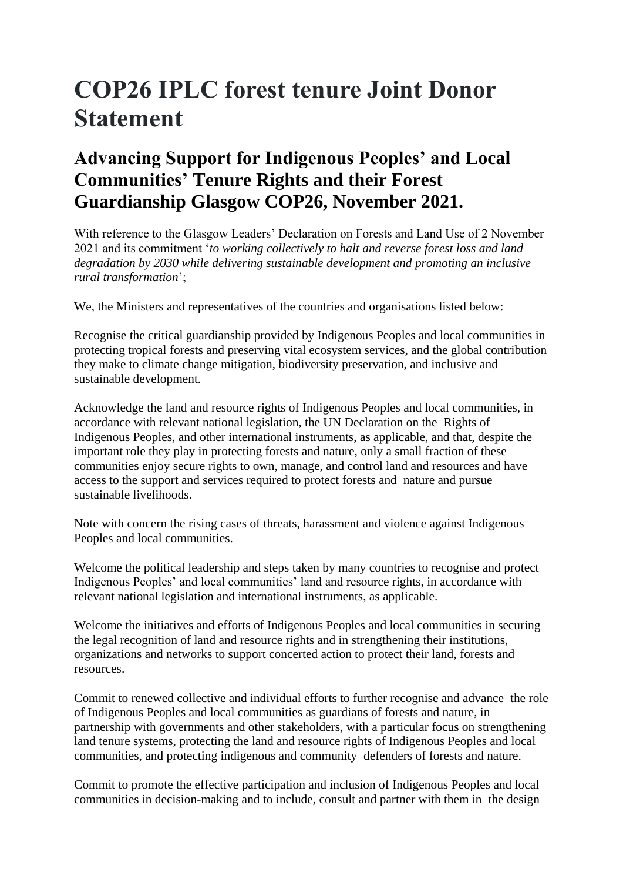# COP26 IPLC forest tenure Joint Donor Statement

## Advancing Support for Indigenous Peoples' and Local Communities' Tenure Rights and their Forest Guardianship Glasgow COP26, November 2021.

With reference to the Glasgow Leaders' Declaration on Forests and Land Use of 2 November 2021 and its commitment '*to working collectively to halt and reverse forest loss and land degradation by 2030 while delivering sustainable development and promoting an inclusive rural transformation*';

We, the Ministers and representatives of the countries and organisations listed below:

Recognise the critical guardianship provided by Indigenous Peoples and local communities in protecting tropical forests and preserving vital ecosystem services, and the global contribution they make to climate change mitigation, biodiversity preservation, and inclusive and sustainable development.

Acknowledge the land and resource rights of Indigenous Peoples and local communities, in accordance with relevant national legislation, the UN Declaration on the Rights of Indigenous Peoples, and other international instruments, as applicable, and that, despite the important role they play in protecting forests and nature, only a small fraction of these communities enjoy secure rights to own, manage, and control land and resources and have access to the support and services required to protect forests and nature and pursue sustainable livelihoods.

Note with concern the rising cases of threats, harassment and violence against Indigenous Peoples and local communities.

Welcome the political leadership and steps taken by many countries to recognise and protect Indigenous Peoples' and local communities' land and resource rights, in accordance with relevant national legislation and international instruments, as applicable.

Welcome the initiatives and efforts of Indigenous Peoples and local communities in securing the legal recognition of land and resource rights and in strengthening their institutions, organizations and networks to support concerted action to protect their land, forests and resources.

Commit to renewed collective and individual efforts to further recognise and advance the role of Indigenous Peoples and local communities as guardians of forests and nature, in partnership with governments and other stakeholders, with a particular focus on strengthening land tenure systems, protecting the land and resource rights of Indigenous Peoples and local communities, and protecting indigenous and community defenders of forests and nature.

Commit to promote the effective participation and inclusion of Indigenous Peoples and local communities in decision-making and to include, consult and partner with them in the design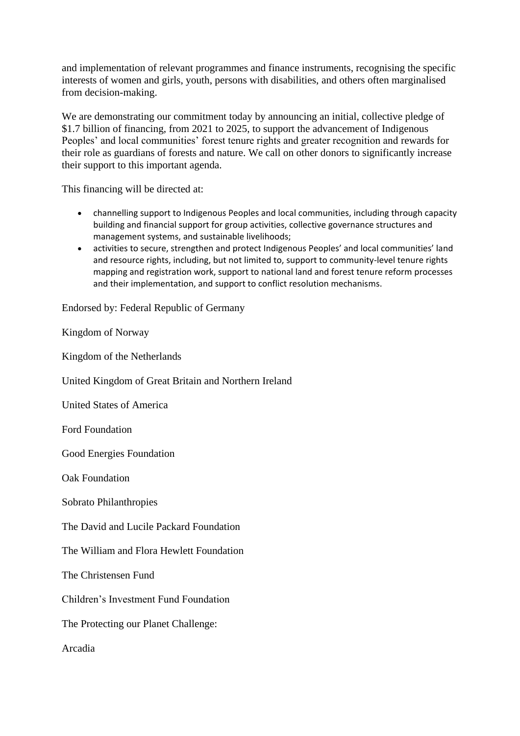and implementation of relevant programmes and finance instruments, recognising the specific interests of women and girls, youth, persons with disabilities, and others often marginalised from decision-making.

We are demonstrating our commitment today by announcing an initial, collective pledge of $1.7 billion of financing, from 2021 to 2025, to support the advancement of Indigenous Peoples' and local communities' forest tenure rights and greater recognition and rewards for their role as guardians of forests and nature. We call on other donors to significantly increase their support to this important agenda.

This financing will be directed at:

- channelling support to Indigenous Peoples and local communities, including through capacity building and financial support for group activities, collective governance structures and management systems, and sustainable livelihoods;
- activities to secure, strengthen and protect Indigenous Peoples' and local communities' land and resource rights, including, but not limited to, support to community-level tenure rights mapping and registration work, support to national land and forest tenure reform processes and their implementation, and support to conflict resolution mechanisms.

Endorsed by: Federal Republic of Germany

Kingdom of Norway

Kingdom of the Netherlands

United Kingdom of Great Britain and Northern Ireland

United States of America

Ford Foundation

Good Energies Foundation

Oak Foundation

Sobrato Philanthropies

The David and Lucile Packard Foundation

The William and Flora Hewlett Foundation

The Christensen Fund

Children's Investment Fund Foundation

The Protecting our Planet Challenge:

Arcadia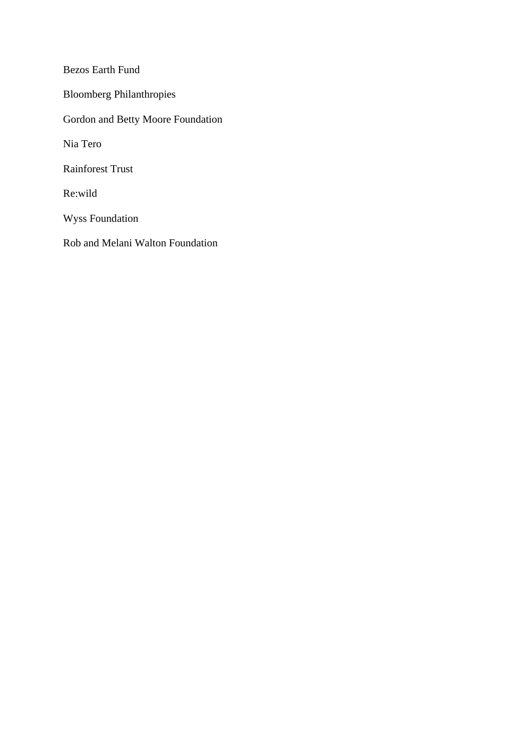Bezos Earth Fund

Bloomberg Philanthropies

Gordon and Betty Moore Foundation

Nia Tero

Rainforest Trust

Re:wild

Wyss Foundation

Rob and Melani Walton Foundation